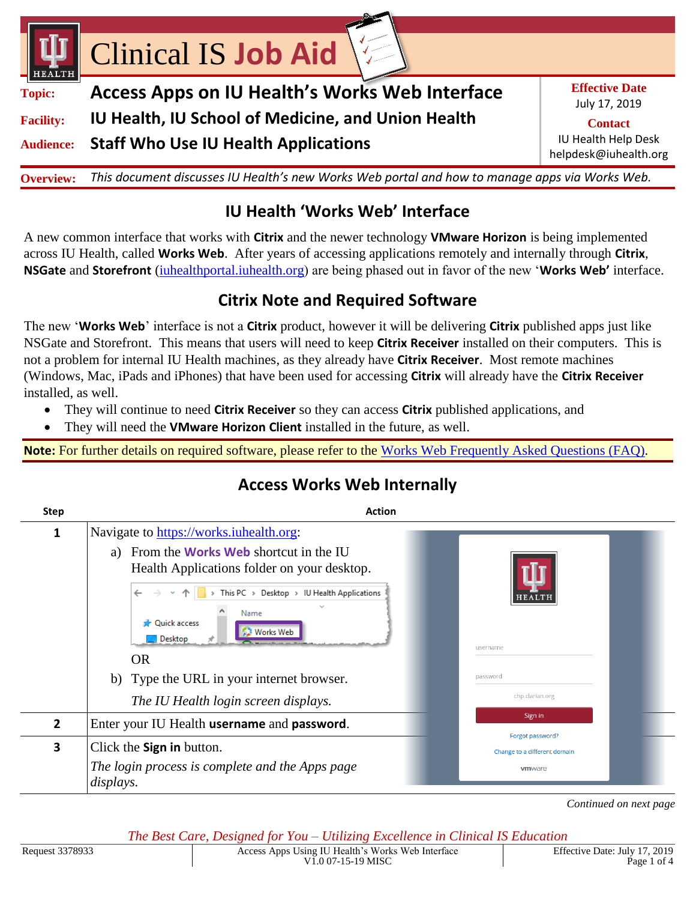# Clinical IS Job Aid

**Topic:** Access Apps on IU Health's Works Web Interface

**Facility:** IU Health, IU School of Medicine, and Union Health

**Audience:** Staff Who Use IU Health Applications

**Effective Date**
July 17, 2019

**Contact**
IU Health Help Desk
helpdesk@iuhealth.org

**Overview:** *This document discusses IU Health's new Works Web portal and how to manage apps via Works Web.*

## IU Health 'Works Web' Interface

A new common interface that works with **Citrix** and the newer technology **VMware Horizon** is being implemented across IU Health, called **Works Web**. After years of accessing applications remotely and internally through **Citrix**, **NSGate** and **Storefront** (iuhealthportal.iuhealth.org) are being phased out in favor of the new '**Works Web'** interface.

## Citrix Note and Required Software

The new '**Works Web**' interface is not a **Citrix** product, however it will be delivering **Citrix** published apps just like NSGate and Storefront. This means that users will need to keep **Citrix Receiver** installed on their computers. This is not a problem for internal IU Health machines, as they already have **Citrix Receiver**. Most remote machines (Windows, Mac, iPads and iPhones) that have been used for accessing **Citrix** will already have the **Citrix Receiver** installed, as well.

- They will continue to need **Citrix Receiver** so they can access **Citrix** published applications, and
- They will need the **VMware Horizon Client** installed in the future, as well.

**Note:** For further details on required software, please refer to the Works Web Frequently Asked Questions (FAQ).

## Access Works Web Internally

| Step | Action |
|---|---|
| **1** | Navigate to https://works.iuhealth.org:<br>a) From the **Works Web** shortcut in the IU Health Applications folder on your desktop.<br>OR<br>b) Type the URL in your internet browser.<br>*The IU Health login screen displays.* |
| **2** | Enter your IU Health **username** and **password**. |
| **3** | Click the **Sign in** button.<br>*The login process is complete and the Apps page displays.* |

*Continued on next page*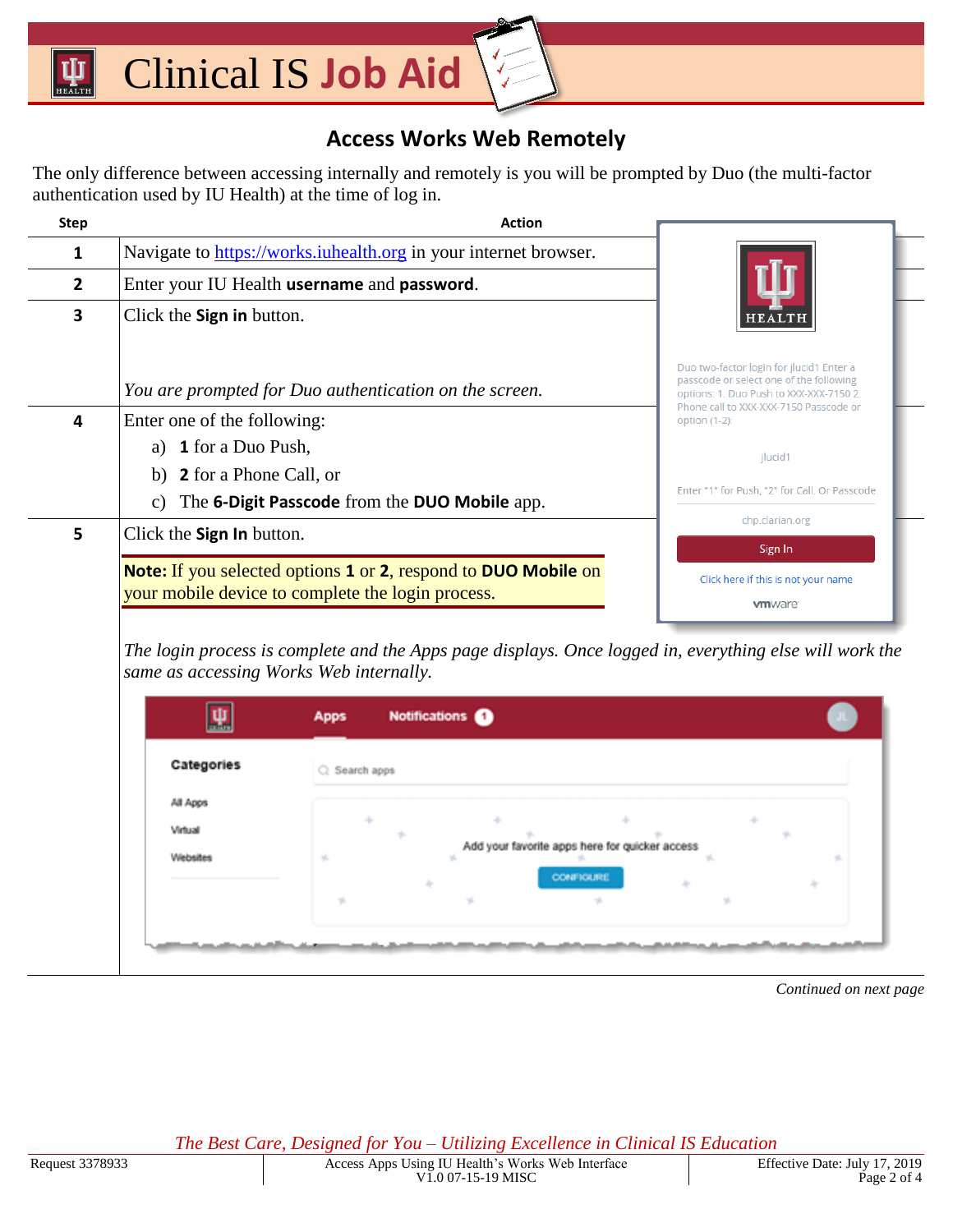# Access Works Web Remotely

The only difference between accessing internally and remotely is you will be prompted by Duo (the multi-factor authentication used by IU Health) at the time of log in.

| Step | Action |
|---|---|
| 1 | Navigate to https://works.iuhealth.org in your internet browser. |
| 2 | Enter your IU Health **username** and **password**. |
| 3 | Click the **Sign in** button.<br><br>*You are prompted for Duo authentication on the screen.* |
| 4 | Enter one of the following:<br>a) **1** for a Duo Push,<br>b) **2** for a Phone Call, or<br>c) The **6-Digit Passcode** from the **DUO Mobile** app. |
| 5 | Click the **Sign In** button.<br><br>**Note:** If you selected options **1** or **2**, respond to **DUO Mobile** on your mobile device to complete the login process.<br><br>*The login process is complete and the Apps page displays. Once logged in, everything else will work the same as accessing Works Web internally.* |

*Continued on next page*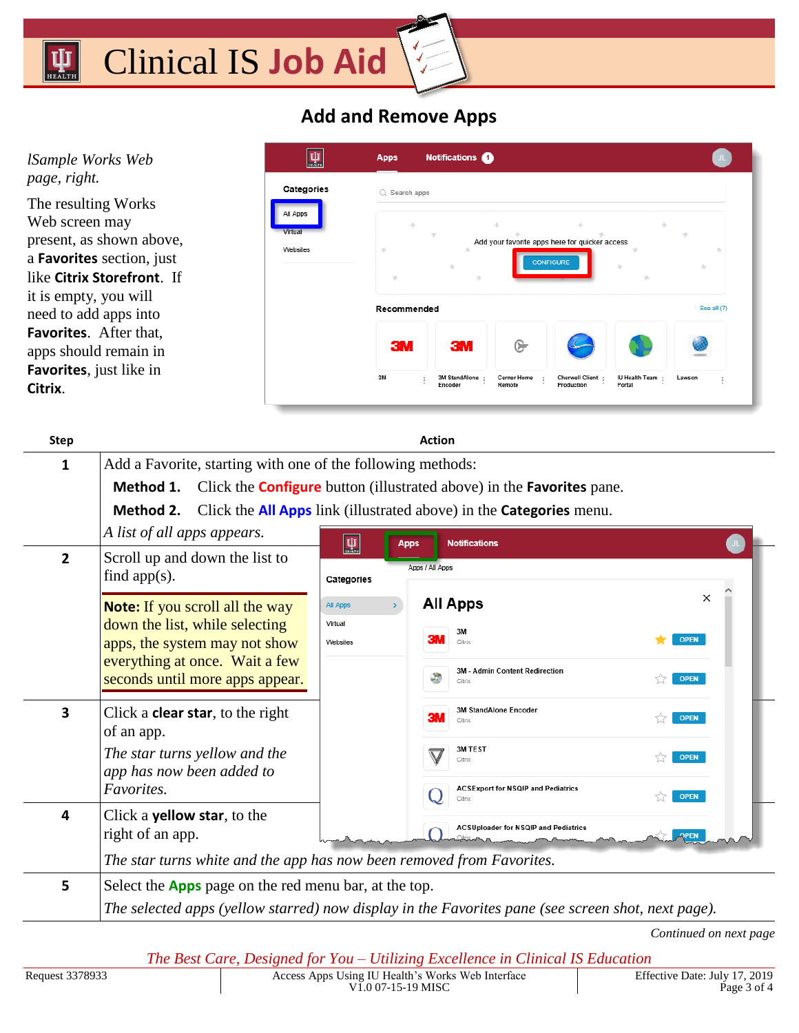# Clinical IS Job Aid

## Add and Remove Apps

*lSample Works Web page, right.*

The resulting Works Web screen may present, as shown above, a **Favorites** section, just like **Citrix Storefront**. If it is empty, you will need to add apps into **Favorites**. After that, apps should remain in **Favorites**, just like in **Citrix**.

| Step | Action |
|---|---|
| 1 | Add a Favorite, starting with one of the following methods:<br>**Method 1.** Click the **Configure** button (illustrated above) in the **Favorites** pane.<br>**Method 2.** Click the **All Apps** link (illustrated above) in the **Categories** menu.<br>*A list of all apps appears.* |
| 2 | Scroll up and down the list to find app(s).<br>**Note:** If you scroll all the way down the list, while selecting apps, the system may not show everything at once. Wait a few seconds until more apps appear. |
| 3 | Click a **clear star**, to the right of an app.<br>*The star turns yellow and the app has now been added to Favorites.* |
| 4 | Click a **yellow star**, to the right of an app.<br>*The star turns white and the app has now been removed from Favorites.* |
| 5 | Select the **Apps** page on the red menu bar, at the top.<br>*The selected apps (yellow starred) now display in the Favorites pane (see screen shot, next page).* |

*Continued on next page*

*The Best Care, Designed for You – Utilizing Excellence in Clinical IS Education*

Request 3378933 | Access Apps Using IU Health's Works Web Interface V1.0 07-15-19 MISC | Effective Date: July 17, 2019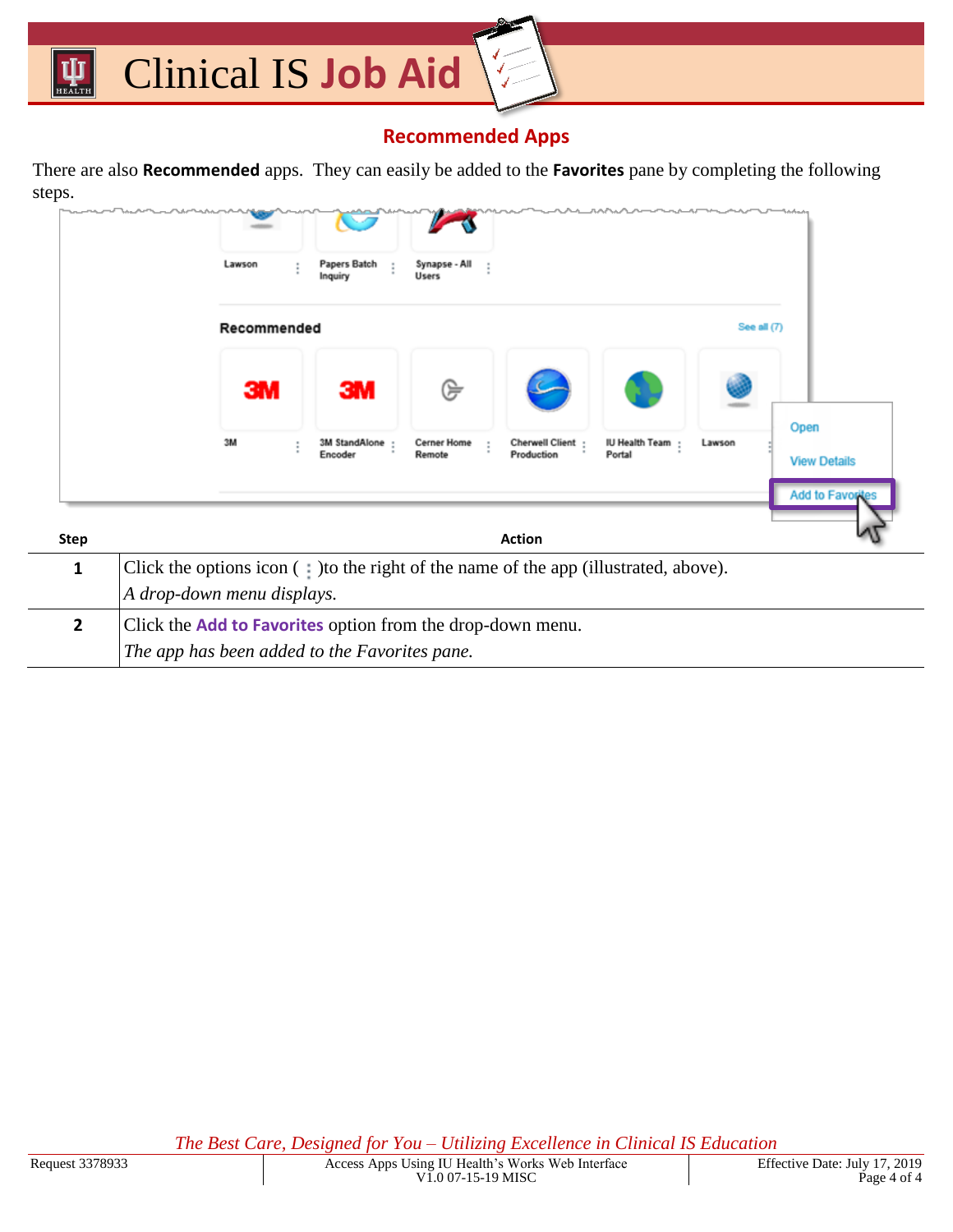## Recommended Apps

There are also **Recommended** apps. They can easily be added to the **Favorites** pane by completing the following steps.

| Step | Action |
|---|---|
| **1** | Click the options icon ( ⋮ )to the right of the name of the app (illustrated, above). *A drop-down menu displays.* |
| **2** | Click the **Add to Favorites** option from the drop-down menu. *The app has been added to the Favorites pane.* |